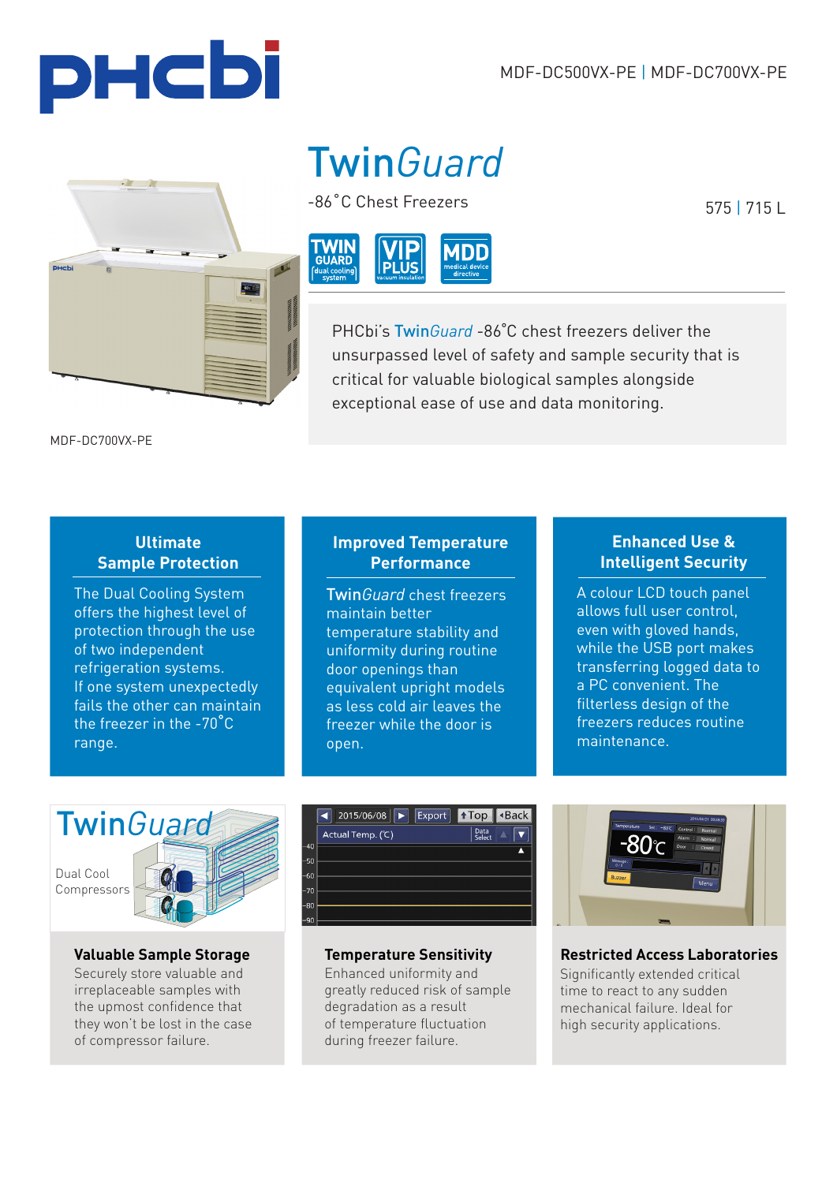MDF-DC500VX-PE | MDF-DC700VX-PE

# Twin*Guard*

-86˚C Chest Freezers

575 | 715 L

MDF-DC700VX-PE

PHCbi's Twin*Guard* -86˚C chest freezers deliver the unsurpassed level of safety and sample security that is critical for valuable biological samples alongside exceptional ease of use and data monitoring.

## Ultimate Sample Protection

The Dual Cooling System offers the highest level of protection through the use of two independent refrigeration systems.
If one system unexpectedly fails the other can maintain the freezer in the -70˚C range.

## Improved Temperature Performance

Twin*Guard* chest freezers maintain better temperature stability and uniformity during routine door openings than equivalent upright models as less cold air leaves the freezer while the door is open.

## Enhanced Use & Intelligent Security

A colour LCD touch panel allows full user control, even with gloved hands, while the USB port makes transferring logged data to a PC convenient. The filterless design of the freezers reduces routine maintenance.

### Valuable Sample Storage

Securely store valuable and irreplaceable samples with the upmost confidence that they won't be lost in the case of compressor failure.

### Temperature Sensitivity

Enhanced uniformity and greatly reduced risk of sample degradation as a result of temperature fluctuation during freezer failure.

### Restricted Access Laboratories

Significantly extended critical time to react to any sudden mechanical failure. Ideal for high security applications.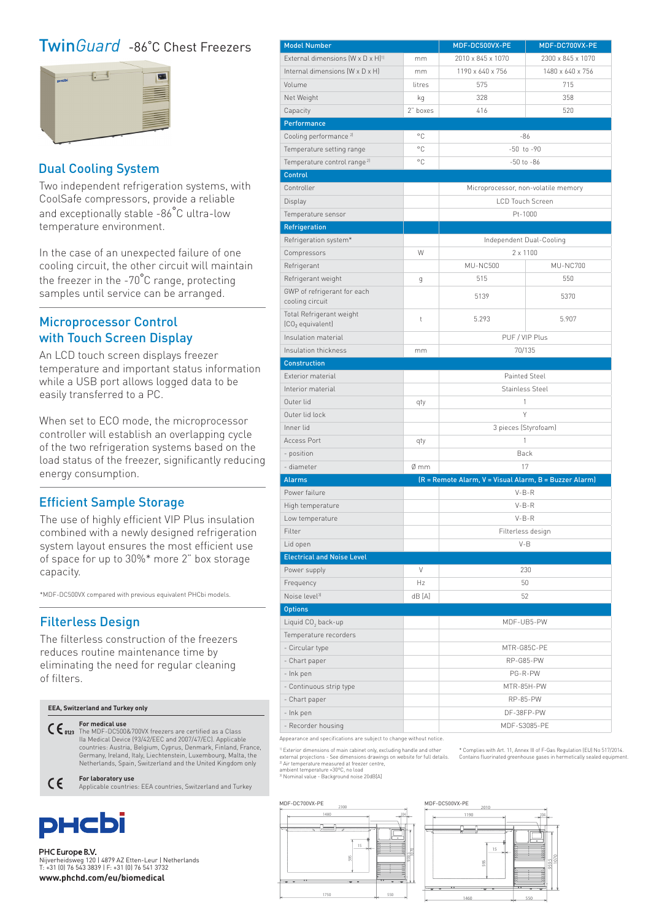# Twin*Guard* -86°C Chest Freezers

## Dual Cooling System

Two independent refrigeration systems, with CoolSafe compressors, provide a reliable and exceptionally stable -86°C ultra-low temperature environment.

In the case of an unexpected failure of one cooling circuit, the other circuit will maintain the freezer in the -70°C range, protecting samples until service can be arranged.

## Microprocessor Control with Touch Screen Display

An LCD touch screen displays freezer temperature and important status information while a USB port allows logged data to be easily transferred to a PC.

When set to ECO mode, the microprocessor controller will establish an overlapping cycle of the two refrigeration systems based on the load status of the freezer, significantly reducing energy consumption.

## Efficient Sample Storage

The use of highly efficient VIP Plus insulation combined with a newly designed refrigeration system layout ensures the most efficient use of space for up to 30%* more 2" box storage capacity.

*MDF-DC500VX compared with previous equivalent PHCbi models.

## Filterless Design

The filterless construction of the freezers reduces routine maintenance time by eliminating the need for regular cleaning of filters.

**EEA, Switzerland and Turkey only**

CE 0123 **For medical use**
The MDF-DC500&700VX freezers are certified as a Class IIa Medical Device (93/42/EEC and 2007/47/EC). Applicable countries: Austria, Belgium, Cyprus, Denmark, Finland, France, Germany, Ireland, Italy, Liechtenstein, Luxembourg, Malta, the Netherlands, Spain, Switzerland and the United Kingdom only

CE **For laboratory use**
Applicable countries: EEA countries, Switzerland and Turkey

| Model Number | | MDF-DC500VX-PE | MDF-DC700VX-PE |
|---|---|---|---|
| External dimensions (W x D x H)[1] | mm | 2010 x 845 x 1070 | 2300 x 845 x 1070 |
| Internal dimensions (W x D x H) | mm | 1190 x 640 x 756 | 1480 x 640 x 756 |
| Volume | litres | 575 | 715 |
| Net Weight | kg | 328 | 358 |
| Capacity | 2" boxes | 416 | 520 |
| **Performance** | | | |
| Cooling performance [2] | °C | -86 | |
| Temperature setting range | °C | -50 to -90 | |
| Temperature control range [2] | °C | -50 to -86 | |
| **Control** | | | |
| Controller | | Microprocessor, non-volatile memory | |
| Display | | LCD Touch Screen | |
| Temperature sensor | | Pt-1000 | |
| **Refrigeration** | | | |
| Refrigeration system* | | Independent Dual-Cooling | |
| Compressors | W | 2 x 1100 | |
| Refrigerant | | MU-NC500 | MU-NC700 |
| Refrigerant weight | g | 515 | 550 |
| GWP of refrigerant for each cooling circuit | | 5139 | 5370 |
| Total Refrigerant weight ($CO_2$ equivalent) | t | 5.293 | 5.907 |
| Insulation material | | PUF / VIP Plus | |
| Insulation thickness | mm | 70/135 | |
| **Construction** | | | |
| Exterior material | | Painted Steel | |
| Interior material | | Stainless Steel | |
| Outer lid | qty | 1 | |
| Outer lid lock | | Y | |
| Inner lid | | 3 pieces (Styrofoam) | |
| Access Port | qty | 1 | |
| - position | | Back | |
| - diameter | Ø mm | 17 | |
| **Alarms** | | (R = Remote Alarm, V = Visual Alarm, B = Buzzer Alarm) | |
| Power failure | | V-B-R | |
| High temperature | | V-B-R | |
| Low temperature | | V-B-R | |
| Filter | | Filterless design | |
| Lid open | | V-B | |
| **Electrical and Noise Level** | | | |
| Power supply | V | 230 | |
| Frequency | Hz | 50 | |
| Noise level[3] | dB [A] | 52 | |
| **Options** | | | |
| Liquid $CO_2$ back-up | | MDF-UB5-PW | |
| Temperature recorders | | | |
| - Circular type | | MTR-G85C-PE | |
| - Chart paper | | RP-G85-PW | |
| - Ink pen | | PG-R-PW | |
| - Continuous strip type | | MTR-85H-PW | |
| - Chart paper | | RP-85-PW | |
| - Ink pen | | DF-38FP-PW | |
| - Recorder housing | | MDF-S3085-PE | |

Appearance and specifications are subject to change without notice.

[1] Exterior dimensions of main cabinet only, excluding handle and other external projections - See dimensions drawings on website for full details.
[2] Air temperature measured at freezer centre, ambient temperature +30°C, no load
[3] Nominal value - Background noise 20dB[A]

* Complies with Art. 11, Annex III of F-Gas Regulation (EU) No 517/2014. Contains fluorinated greenhouse gases in hermetically sealed equipment.

MDF-DC700VX-PE
2300
1480
104
15
595
1070
1750
550

MDF-DC500VX-PE
2010
1190
104
15
595
1070
1460
550

**PHCbi**

PHC Europe B.V.
Nijverheidsweg 120 | 4879 AZ Etten-Leur | Netherlands
T: +31 (0) 76 543 3839 | F: +31 (0) 76 541 3732
**www.phchd.com/eu/biomedical**